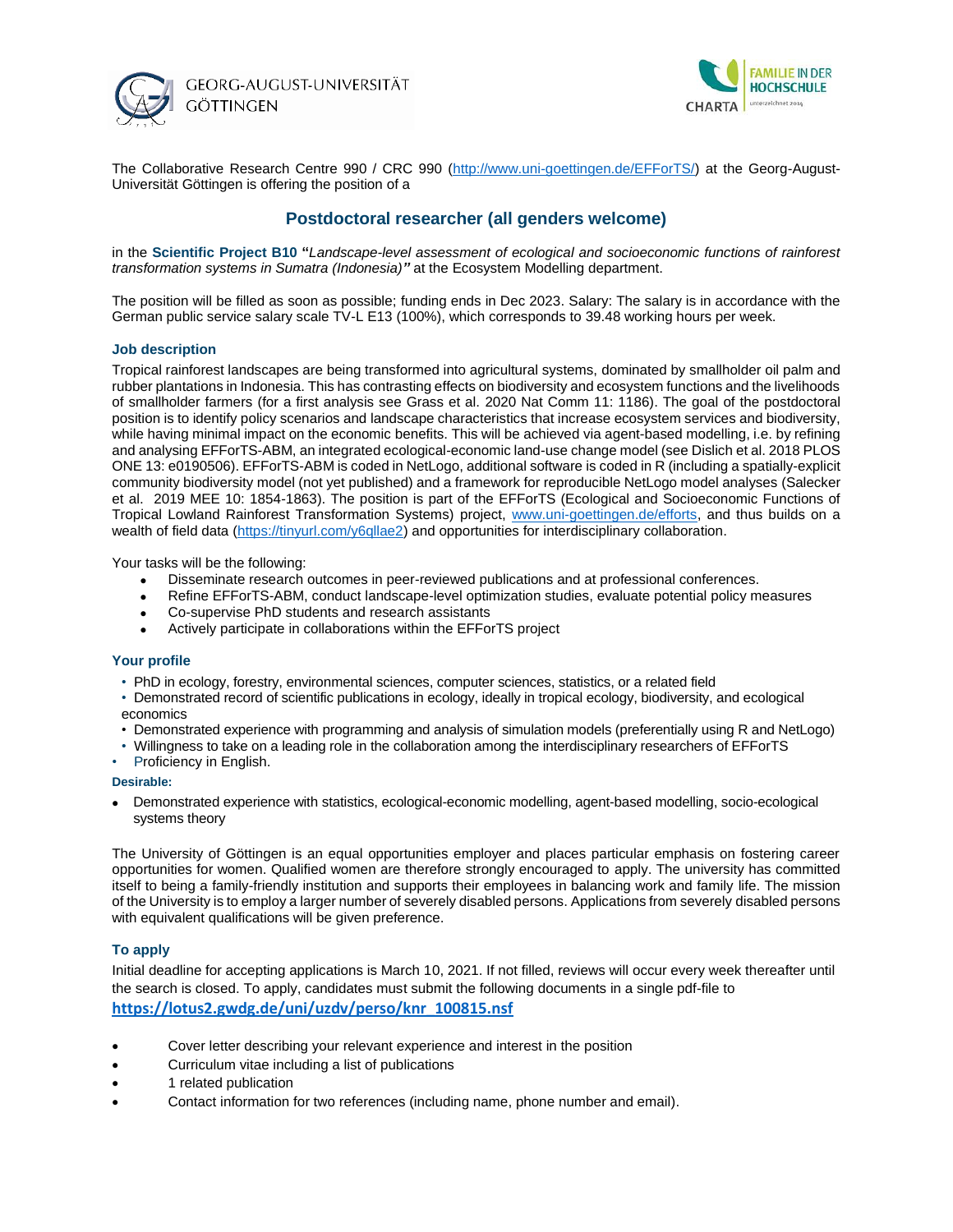GEORG-AUGUST-UNIVERSITÄT GÖTTINGEN

FAMILIE IN DER HOCHSCHULE
CHARTA unterzeichnet 2014

The Collaborative Research Centre 990 / CRC 990 (http://www.uni-goettingen.de/EFForTS/) at the Georg-August-Universität Göttingen is offering the position of a

## Postdoctoral researcher (all genders welcome)

in the **Scientific Project B10** "*Landscape-level assessment of ecological and socioeconomic functions of rainforest transformation systems in Sumatra (Indonesia)*" at the Ecosystem Modelling department.

The position will be filled as soon as possible; funding ends in Dec 2023. Salary: The salary is in accordance with the German public service salary scale TV-L E13 (100%), which corresponds to 39.48 working hours per week.

### Job description

Tropical rainforest landscapes are being transformed into agricultural systems, dominated by smallholder oil palm and rubber plantations in Indonesia. This has contrasting effects on biodiversity and ecosystem functions and the livelihoods of smallholder farmers (for a first analysis see Grass et al. 2020 Nat Comm 11: 1186). The goal of the postdoctoral position is to identify policy scenarios and landscape characteristics that increase ecosystem services and biodiversity, while having minimal impact on the economic benefits. This will be achieved via agent-based modelling, i.e. by refining and analysing EFForTS-ABM, an integrated ecological-economic land-use change model (see Dislich et al. 2018 PLOS ONE 13: e0190506). EFForTS-ABM is coded in NetLogo, additional software is coded in R (including a spatially-explicit community biodiversity model (not yet published) and a framework for reproducible NetLogo model analyses (Salecker et al. 2019 MEE 10: 1854-1863). The position is part of the EFForTS (Ecological and Socioeconomic Functions of Tropical Lowland Rainforest Transformation Systems) project, www.uni-goettingen.de/efforts, and thus builds on a wealth of field data (https://tinyurl.com/y6qllae2) and opportunities for interdisciplinary collaboration.

Your tasks will be the following:

- Disseminate research outcomes in peer-reviewed publications and at professional conferences.
- Refine EFForTS-ABM, conduct landscape-level optimization studies, evaluate potential policy measures
- Co-supervise PhD students and research assistants
- Actively participate in collaborations within the EFForTS project

### Your profile

- PhD in ecology, forestry, environmental sciences, computer sciences, statistics, or a related field
- Demonstrated record of scientific publications in ecology, ideally in tropical ecology, biodiversity, and ecological economics
- Demonstrated experience with programming and analysis of simulation models (preferentially using R and NetLogo)
- Willingness to take on a leading role in the collaboration among the interdisciplinary researchers of EFForTS
- Proficiency in English.

**Desirable:**

- Demonstrated experience with statistics, ecological-economic modelling, agent-based modelling, socio-ecological systems theory

The University of Göttingen is an equal opportunities employer and places particular emphasis on fostering career opportunities for women. Qualified women are therefore strongly encouraged to apply. The university has committed itself to being a family-friendly institution and supports their employees in balancing work and family life. The mission of the University is to employ a larger number of severely disabled persons. Applications from severely disabled persons with equivalent qualifications will be given preference.

### To apply

Initial deadline for accepting applications is March 10, 2021. If not filled, reviews will occur every week thereafter until the search is closed. To apply, candidates must submit the following documents in a single pdf-file to **https://lotus2.gwdg.de/uni/uzdv/perso/knr_100815.nsf**

- Cover letter describing your relevant experience and interest in the position
- Curriculum vitae including a list of publications
- 1 related publication
- Contact information for two references (including name, phone number and email).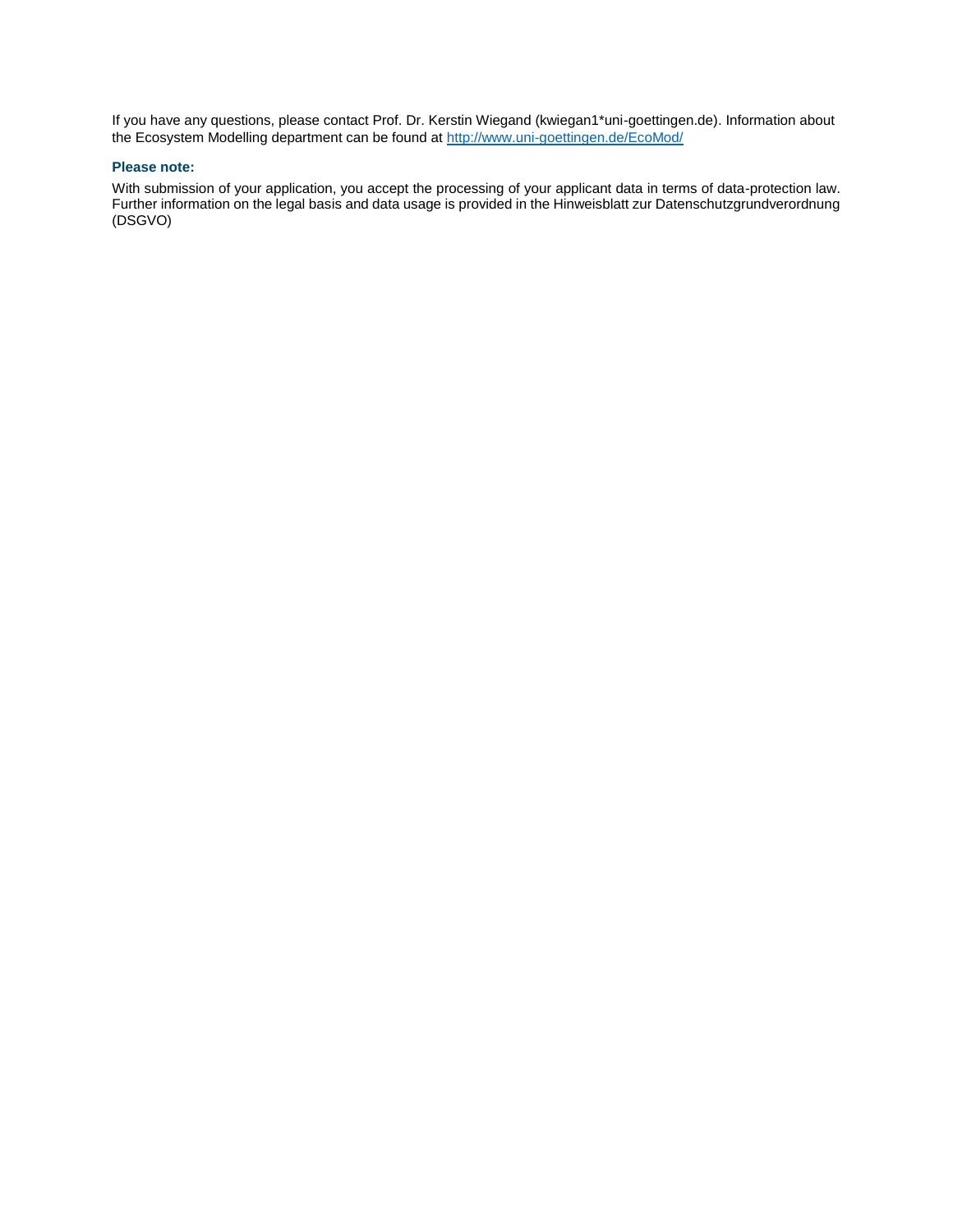If you have any questions, please contact Prof. Dr. Kerstin Wiegand (kwiegan1*uni-goettingen.de). Information about the Ecosystem Modelling department can be found at [http://www.uni-goettingen.de/EcoMod/](http://www.uni-goettingen.de/EcoMod/)

**Please note:**

With submission of your application, you accept the processing of your applicant data in terms of data-protection law. Further information on the legal basis and data usage is provided in the Hinweisblatt zur Datenschutzgrundverordnung (DSGVO)